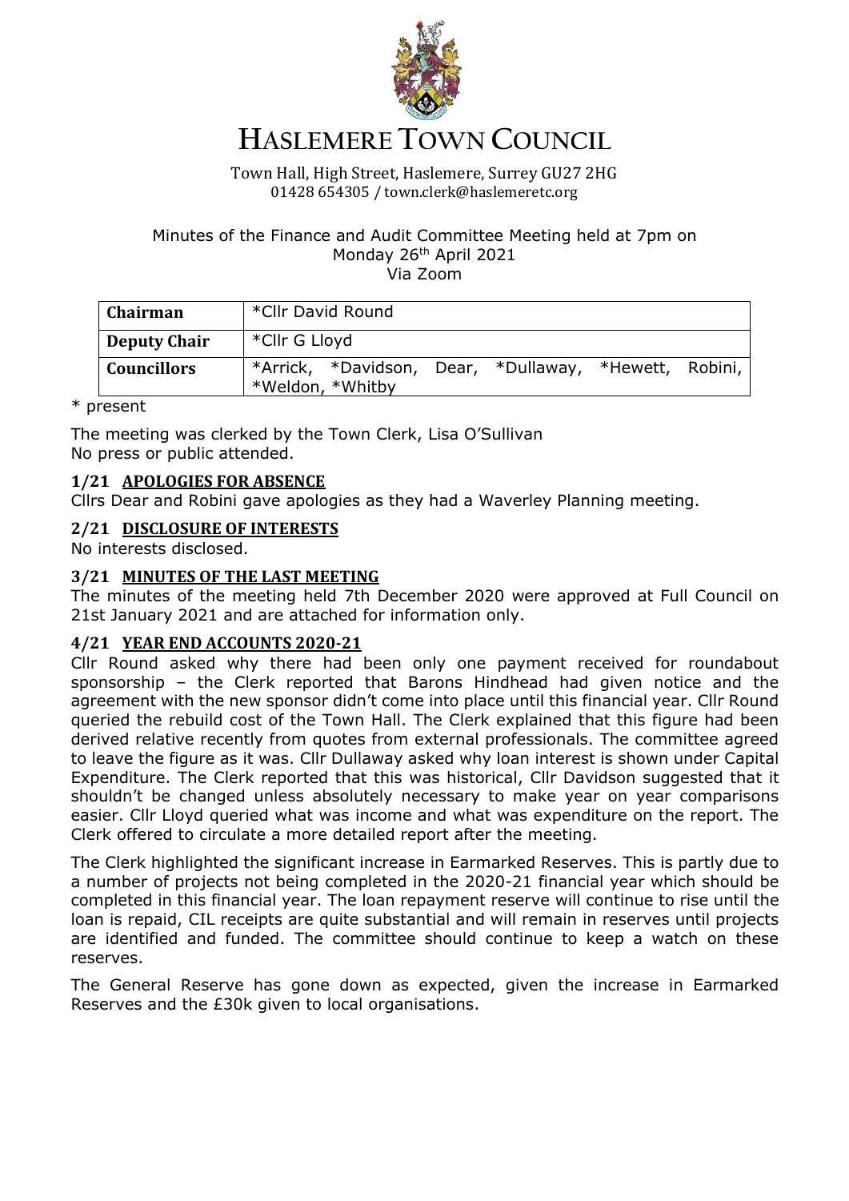# HASLEMERE TOWN COUNCIL

Town Hall, High Street, Haslemere, Surrey GU27 2HG
01428 654305 / town.clerk@haslemeretc.org

Minutes of the Finance and Audit Committee Meeting held at 7pm on Monday 26th April 2021
Via Zoom

| **Chairman** | *Cllr David Round |
|---|---|
| **Deputy Chair** | *Cllr G Lloyd |
| **Councillors** | *Arrick, *Davidson, Dear, *Dullaway, *Hewett, Robini, *Weldon, *Whitby |

* present

The meeting was clerked by the Town Clerk, Lisa O'Sullivan
No press or public attended.

## 1/21 APOLOGIES FOR ABSENCE

Cllrs Dear and Robini gave apologies as they had a Waverley Planning meeting.

## 2/21 DISCLOSURE OF INTERESTS

No interests disclosed.

## 3/21 MINUTES OF THE LAST MEETING

The minutes of the meeting held 7th December 2020 were approved at Full Council on 21st January 2021 and are attached for information only.

## 4/21 YEAR END ACCOUNTS 2020-21

Cllr Round asked why there had been only one payment received for roundabout sponsorship – the Clerk reported that Barons Hindhead had given notice and the agreement with the new sponsor didn't come into place until this financial year. Cllr Round queried the rebuild cost of the Town Hall. The Clerk explained that this figure had been derived relative recently from quotes from external professionals. The committee agreed to leave the figure as it was. Cllr Dullaway asked why loan interest is shown under Capital Expenditure. The Clerk reported that this was historical, Cllr Davidson suggested that it shouldn't be changed unless absolutely necessary to make year on year comparisons easier. Cllr Lloyd queried what was income and what was expenditure on the report. The Clerk offered to circulate a more detailed report after the meeting.

The Clerk highlighted the significant increase in Earmarked Reserves. This is partly due to a number of projects not being completed in the 2020-21 financial year which should be completed in this financial year. The loan repayment reserve will continue to rise until the loan is repaid, CIL receipts are quite substantial and will remain in reserves until projects are identified and funded. The committee should continue to keep a watch on these reserves.

The General Reserve has gone down as expected, given the increase in Earmarked Reserves and the £30k given to local organisations.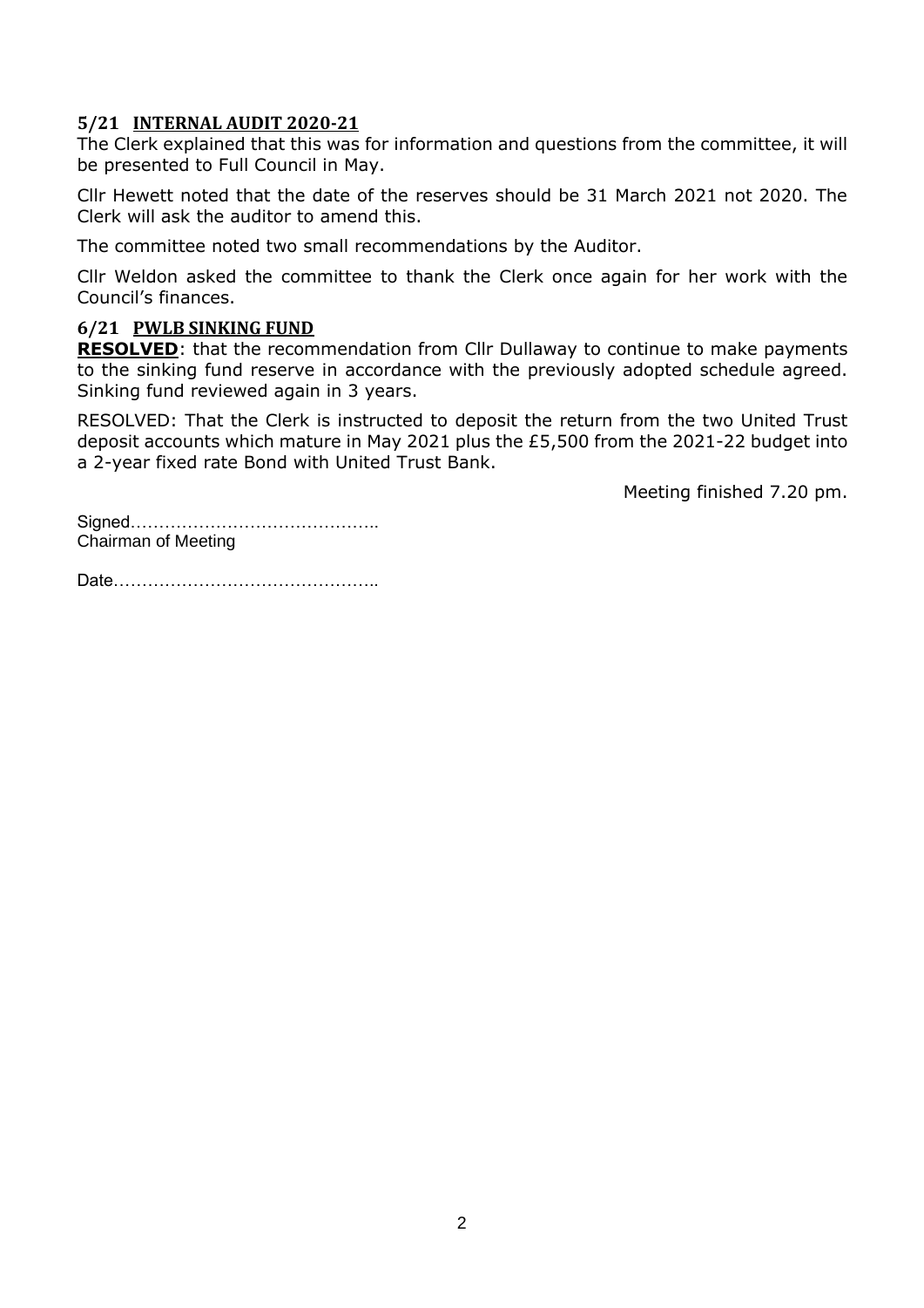### 5/21 INTERNAL AUDIT 2020-21

The Clerk explained that this was for information and questions from the committee, it will be presented to Full Council in May.

Cllr Hewett noted that the date of the reserves should be 31 March 2021 not 2020. The Clerk will ask the auditor to amend this.

The committee noted two small recommendations by the Auditor.

Cllr Weldon asked the committee to thank the Clerk once again for her work with the Council's finances.

### 6/21 PWLB SINKING FUND

**RESOLVED**: that the recommendation from Cllr Dullaway to continue to make payments to the sinking fund reserve in accordance with the previously adopted schedule agreed. Sinking fund reviewed again in 3 years.

RESOLVED: That the Clerk is instructed to deposit the return from the two United Trust deposit accounts which mature in May 2021 plus the £5,500 from the 2021-22 budget into a 2-year fixed rate Bond with United Trust Bank.

Meeting finished 7.20 pm.

Signed……………………………………..
Chairman of Meeting

Date………………………………………..